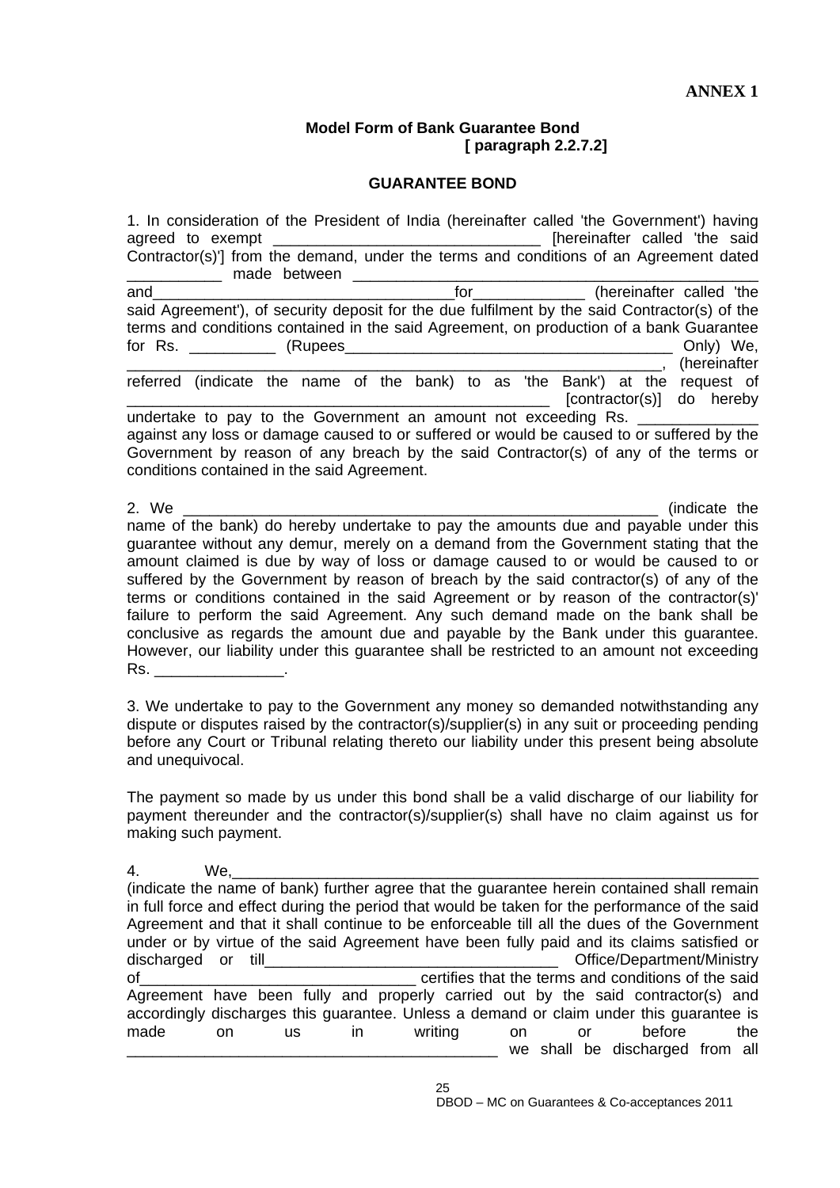**ANNEX 1**

**Model Form of Bank Guarantee Bond**
**[ paragraph 2.2.7.2]**

**GUARANTEE BOND**

1. In consideration of the President of India (hereinafter called 'the Government') having agreed to exempt _______________________________ [hereinafter called 'the said Contractor(s)'] from the demand, under the terms and conditions of an Agreement dated ___________ made between ________________________________________________ and___________________________________for_____________ (hereinafter called 'the said Agreement'), of security deposit for the due fulfilment by the said Contractor(s) of the terms and conditions contained in the said Agreement, on production of a bank Guarantee for Rs. __________ (Rupees_______________________________________ Only) We, _____________________________________________________________, (hereinafter referred (indicate the name of the bank) to as 'the Bank') at the request of ________________________________________________ [contractor(s)] do hereby undertake to pay to the Government an amount not exceeding Rs. ______________ against any loss or damage caused to or suffered or would be caused to or suffered by the Government by reason of any breach by the said Contractor(s) of any of the terms or conditions contained in the said Agreement.

2. We _______________________________________________________ (indicate the name of the bank) do hereby undertake to pay the amounts due and payable under this guarantee without any demur, merely on a demand from the Government stating that the amount claimed is due by way of loss or damage caused to or would be caused to or suffered by the Government by reason of breach by the said contractor(s) of any of the terms or conditions contained in the said Agreement or by reason of the contractor(s)' failure to perform the said Agreement. Any such demand made on the bank shall be conclusive as regards the amount due and payable by the Bank under this guarantee. However, our liability under this guarantee shall be restricted to an amount not exceeding Rs. _______________.

3. We undertake to pay to the Government any money so demanded notwithstanding any dispute or disputes raised by the contractor(s)/supplier(s) in any suit or proceeding pending before any Court or Tribunal relating thereto our liability under this present being absolute and unequivocal.

The payment so made by us under this bond shall be a valid discharge of our liability for payment thereunder and the contractor(s)/supplier(s) shall have no claim against us for making such payment.

4. We,_____________________________________________________________________ (indicate the name of bank) further agree that the guarantee herein contained shall remain in full force and effect during the period that would be taken for the performance of the said Agreement and that it shall continue to be enforceable till all the dues of the Government under or by virtue of the said Agreement have been fully paid and its claims satisfied or discharged or till__________________________________ Office/Department/Ministry of________________________________ certifies that the terms and conditions of the said Agreement have been fully and properly carried out by the said contractor(s) and accordingly discharges this guarantee. Unless a demand or claim under this guarantee is made on us in writing on or before the ___________________________________________ we shall be discharged from all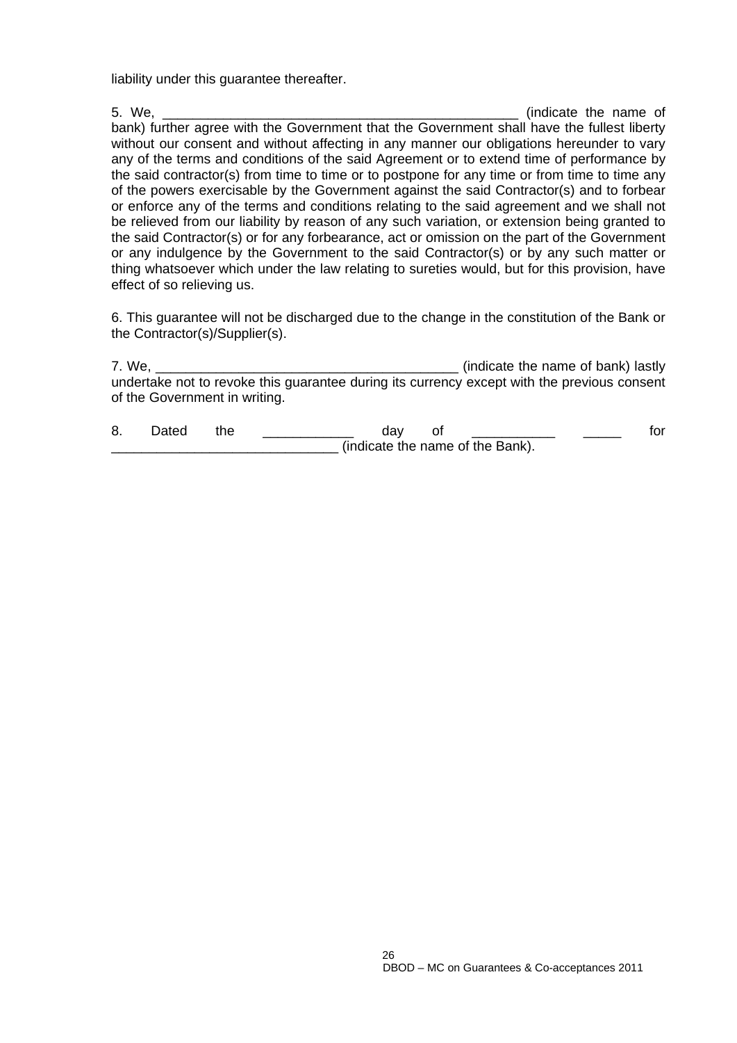liability under this guarantee thereafter.

5. We, _______________________________________________ (indicate the name of bank) further agree with the Government that the Government shall have the fullest liberty without our consent and without affecting in any manner our obligations hereunder to vary any of the terms and conditions of the said Agreement or to extend time of performance by the said contractor(s) from time to time or to postpone for any time or from time to time any of the powers exercisable by the Government against the said Contractor(s) and to forbear or enforce any of the terms and conditions relating to the said agreement and we shall not be relieved from our liability by reason of any such variation, or extension being granted to the said Contractor(s) or for any forbearance, act or omission on the part of the Government or any indulgence by the Government to the said Contractor(s) or by any such matter or thing whatsoever which under the law relating to sureties would, but for this provision, have effect of so relieving us.

6. This guarantee will not be discharged due to the change in the constitution of the Bank or the Contractor(s)/Supplier(s).

7. We, _______________________________________ (indicate the name of bank) lastly undertake not to revoke this guarantee during its currency except with the previous consent of the Government in writing.

8. Dated the ____________ day of ___________ _____ for ______________________________ (indicate the name of the Bank).